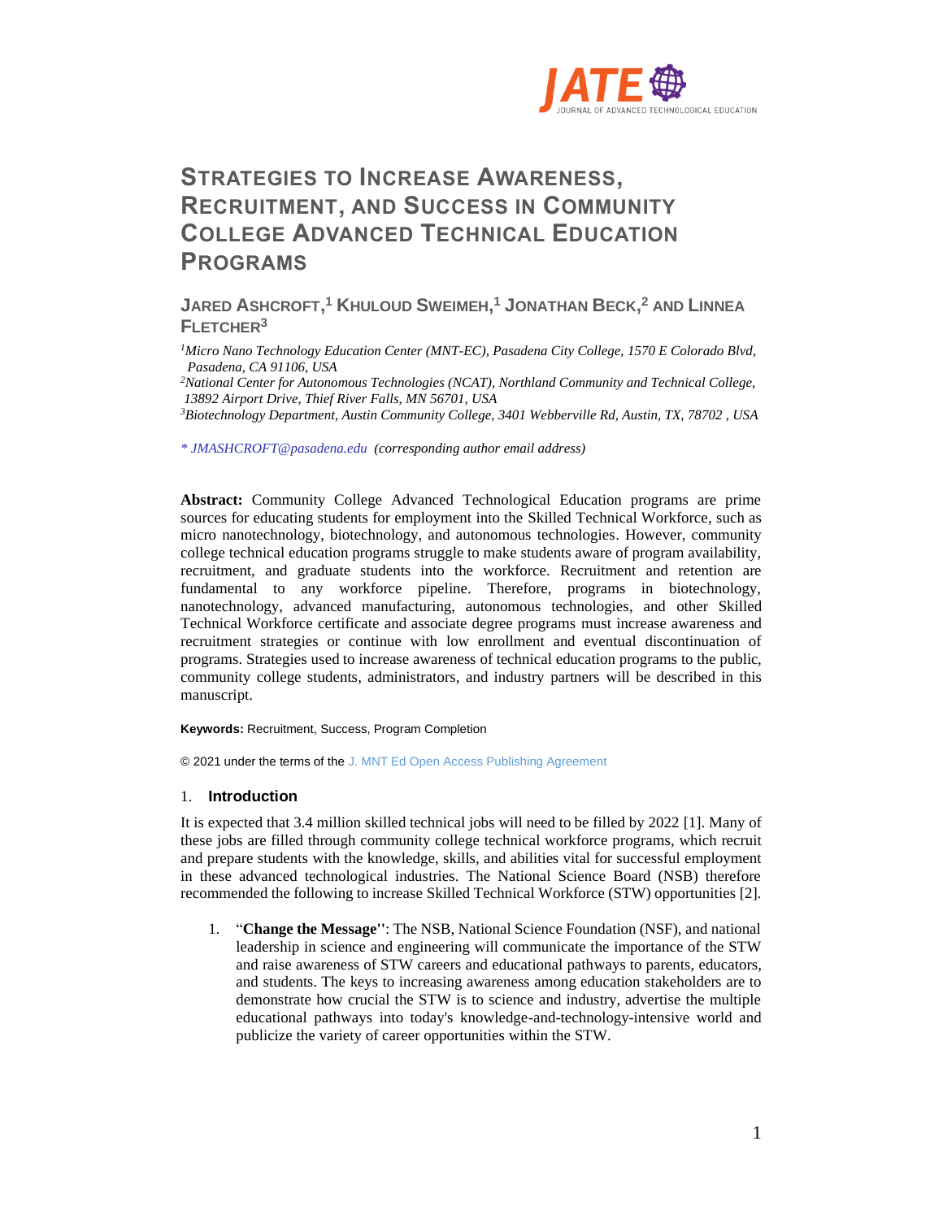# Strategies to Increase Awareness, Recruitment, and Success in Community College Advanced Technical Education Programs

**Jared Ashcroft,[1] Khuloud Sweimeh,[1] Jonathan Beck,[2] and Linnea Fletcher[3]**

[1]*Micro Nano Technology Education Center (MNT-EC), Pasadena City College, 1570 E Colorado Blvd, Pasadena, CA 91106, USA*

[2]*National Center for Autonomous Technologies (NCAT), Northland Community and Technical College, 13892 Airport Drive, Thief River Falls, MN 56701, USA*

[3]*Biotechnology Department, Austin Community College, 3401 Webberville Rd, Austin, TX, 78702 , USA*

*\* JMASHCROFT@pasadena.edu (corresponding author email address)*

**Abstract:** Community College Advanced Technological Education programs are prime sources for educating students for employment into the Skilled Technical Workforce, such as micro nanotechnology, biotechnology, and autonomous technologies. However, community college technical education programs struggle to make students aware of program availability, recruitment, and graduate students into the workforce. Recruitment and retention are fundamental to any workforce pipeline. Therefore, programs in biotechnology, nanotechnology, advanced manufacturing, autonomous technologies, and other Skilled Technical Workforce certificate and associate degree programs must increase awareness and recruitment strategies or continue with low enrollment and eventual discontinuation of programs. Strategies used to increase awareness of technical education programs to the public, community college students, administrators, and industry partners will be described in this manuscript.

**Keywords:** Recruitment, Success, Program Completion

© 2021 under the terms of the J. MNT Ed Open Access Publishing Agreement

## 1. Introduction

It is expected that 3.4 million skilled technical jobs will need to be filled by 2022 [1]. Many of these jobs are filled through community college technical workforce programs, which recruit and prepare students with the knowledge, skills, and abilities vital for successful employment in these advanced technological industries. The National Science Board (NSB) therefore recommended the following to increase Skilled Technical Workforce (STW) opportunities [2].

1. "**Change the Message''**: The NSB, National Science Foundation (NSF), and national leadership in science and engineering will communicate the importance of the STW and raise awareness of STW careers and educational pathways to parents, educators, and students. The keys to increasing awareness among education stakeholders are to demonstrate how crucial the STW is to science and industry, advertise the multiple educational pathways into today's knowledge-and-technology-intensive world and publicize the variety of career opportunities within the STW.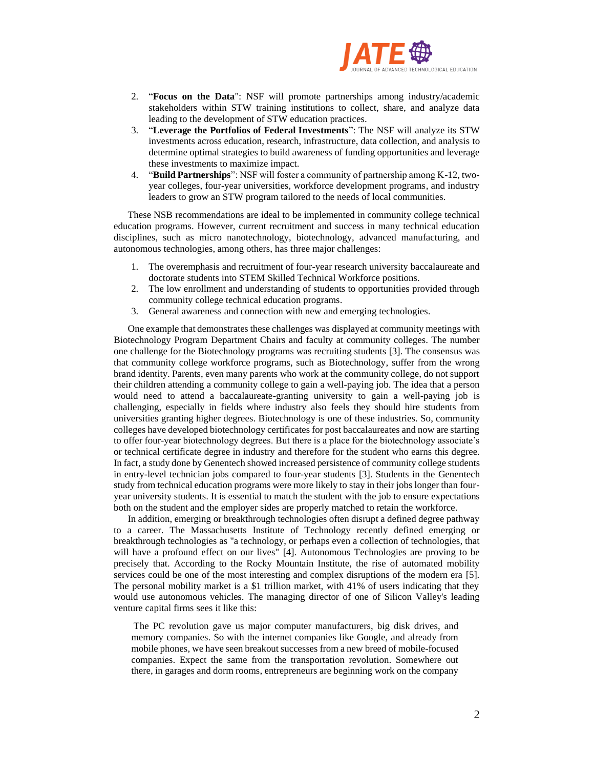2. "**Focus on the Data**": NSF will promote partnerships among industry/academic stakeholders within STW training institutions to collect, share, and analyze data leading to the development of STW education practices.
3. "**Leverage the Portfolios of Federal Investments**": The NSF will analyze its STW investments across education, research, infrastructure, data collection, and analysis to determine optimal strategies to build awareness of funding opportunities and leverage these investments to maximize impact.
4. "**Build Partnerships**": NSF will foster a community of partnership among K-12, two-year colleges, four-year universities, workforce development programs, and industry leaders to grow an STW program tailored to the needs of local communities.

These NSB recommendations are ideal to be implemented in community college technical education programs. However, current recruitment and success in many technical education disciplines, such as micro nanotechnology, biotechnology, advanced manufacturing, and autonomous technologies, among others, has three major challenges:

1. The overemphasis and recruitment of four-year research university baccalaureate and doctorate students into STEM Skilled Technical Workforce positions.
2. The low enrollment and understanding of students to opportunities provided through community college technical education programs.
3. General awareness and connection with new and emerging technologies.

One example that demonstrates these challenges was displayed at community meetings with Biotechnology Program Department Chairs and faculty at community colleges. The number one challenge for the Biotechnology programs was recruiting students [3]. The consensus was that community college workforce programs, such as Biotechnology, suffer from the wrong brand identity. Parents, even many parents who work at the community college, do not support their children attending a community college to gain a well-paying job. The idea that a person would need to attend a baccalaureate-granting university to gain a well-paying job is challenging, especially in fields where industry also feels they should hire students from universities granting higher degrees. Biotechnology is one of these industries. So, community colleges have developed biotechnology certificates for post baccalaureates and now are starting to offer four-year biotechnology degrees. But there is a place for the biotechnology associate's or technical certificate degree in industry and therefore for the student who earns this degree. In fact, a study done by Genentech showed increased persistence of community college students in entry-level technician jobs compared to four-year students [3]. Students in the Genentech study from technical education programs were more likely to stay in their jobs longer than four-year university students. It is essential to match the student with the job to ensure expectations both on the student and the employer sides are properly matched to retain the workforce.

In addition, emerging or breakthrough technologies often disrupt a defined degree pathway to a career. The Massachusetts Institute of Technology recently defined emerging or breakthrough technologies as "a technology, or perhaps even a collection of technologies, that will have a profound effect on our lives" [4]. Autonomous Technologies are proving to be precisely that. According to the Rocky Mountain Institute, the rise of automated mobility services could be one of the most interesting and complex disruptions of the modern era [5]. The personal mobility market is a $1 trillion market, with 41% of users indicating that they would use autonomous vehicles. The managing director of one of Silicon Valley's leading venture capital firms sees it like this:

> The PC revolution gave us major computer manufacturers, big disk drives, and memory companies. So with the internet companies like Google, and already from mobile phones, we have seen breakout successes from a new breed of mobile-focused companies. Expect the same from the transportation revolution. Somewhere out there, in garages and dorm rooms, entrepreneurs are beginning work on the company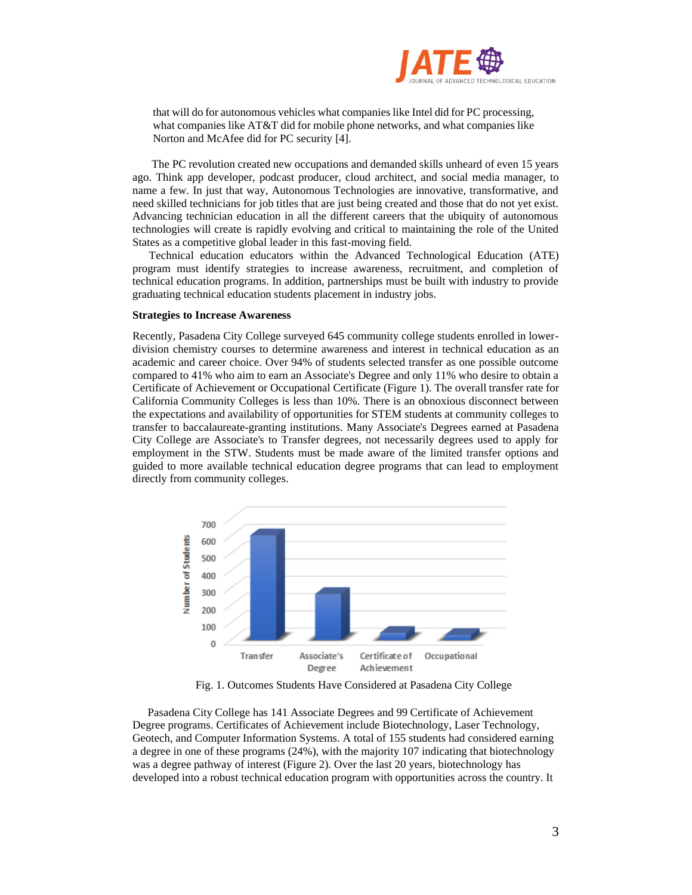that will do for autonomous vehicles what companies like Intel did for PC processing, what companies like AT&T did for mobile phone networks, and what companies like Norton and McAfee did for PC security [4].

The PC revolution created new occupations and demanded skills unheard of even 15 years ago. Think app developer, podcast producer, cloud architect, and social media manager, to name a few. In just that way, Autonomous Technologies are innovative, transformative, and need skilled technicians for job titles that are just being created and those that do not yet exist. Advancing technician education in all the different careers that the ubiquity of autonomous technologies will create is rapidly evolving and critical to maintaining the role of the United States as a competitive global leader in this fast-moving field.

Technical education educators within the Advanced Technological Education (ATE) program must identify strategies to increase awareness, recruitment, and completion of technical education programs. In addition, partnerships must be built with industry to provide graduating technical education students placement in industry jobs.

**Strategies to Increase Awareness**

Recently, Pasadena City College surveyed 645 community college students enrolled in lower-division chemistry courses to determine awareness and interest in technical education as an academic and career choice. Over 94% of students selected transfer as one possible outcome compared to 41% who aim to earn an Associate's Degree and only 11% who desire to obtain a Certificate of Achievement or Occupational Certificate (Figure 1). The overall transfer rate for California Community Colleges is less than 10%. There is an obnoxious disconnect between the expectations and availability of opportunities for STEM students at community colleges to transfer to baccalaureate-granting institutions. Many Associate's Degrees earned at Pasadena City College are Associate's to Transfer degrees, not necessarily degrees used to apply for employment in the STW. Students must be made aware of the limited transfer options and guided to more available technical education degree programs that can lead to employment directly from community colleges.

Fig. 1. Outcomes Students Have Considered at Pasadena City College

Pasadena City College has 141 Associate Degrees and 99 Certificate of Achievement Degree programs. Certificates of Achievement include Biotechnology, Laser Technology, Geotech, and Computer Information Systems. A total of 155 students had considered earning a degree in one of these programs (24%), with the majority 107 indicating that biotechnology was a degree pathway of interest (Figure 2). Over the last 20 years, biotechnology has developed into a robust technical education program with opportunities across the country. It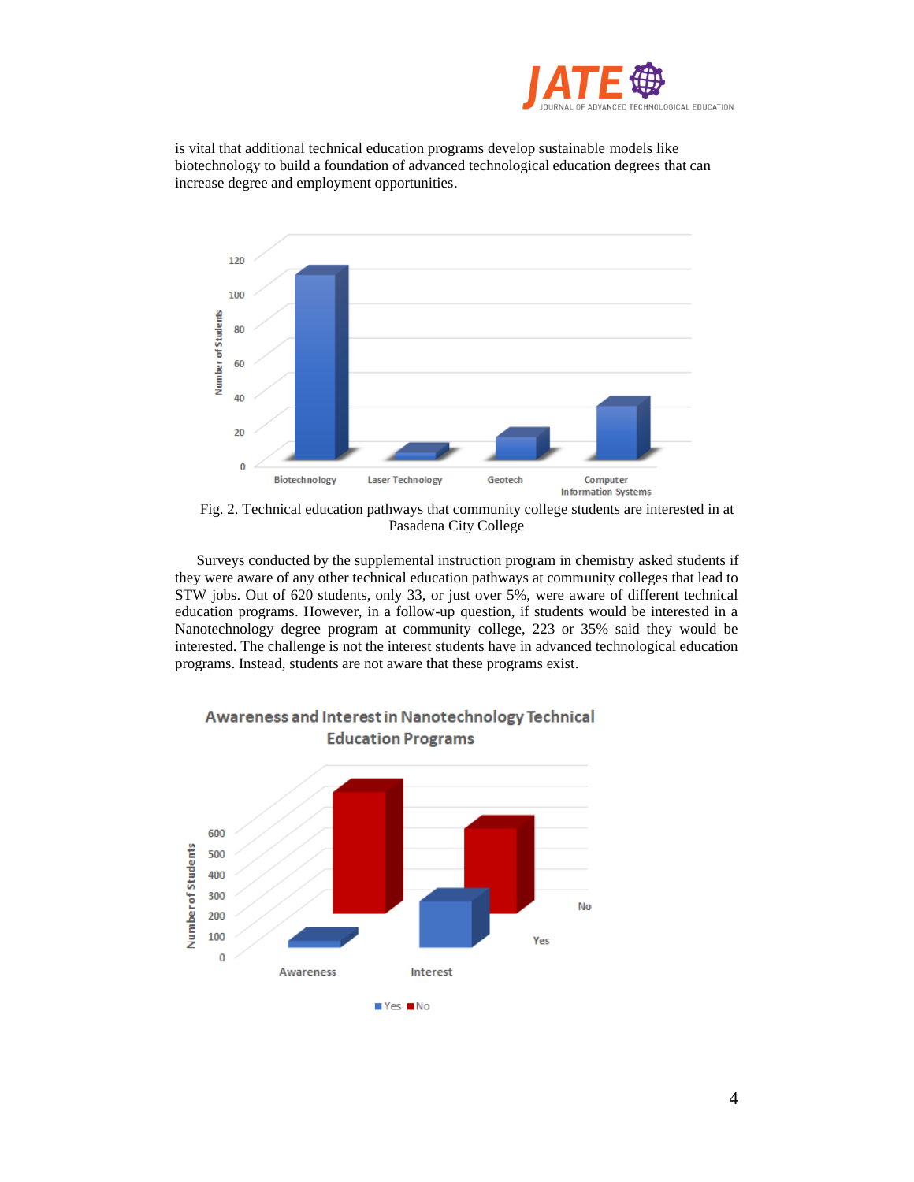is vital that additional technical education programs develop sustainable models like biotechnology to build a foundation of advanced technological education degrees that can increase degree and employment opportunities.

Fig. 2. Technical education pathways that community college students are interested in at Pasadena City College

Surveys conducted by the supplemental instruction program in chemistry asked students if they were aware of any other technical education pathways at community colleges that lead to STW jobs. Out of 620 students, only 33, or just over 5%, were aware of different technical education programs. However, in a follow-up question, if students would be interested in a Nanotechnology degree program at community college, 223 or 35% said they would be interested. The challenge is not the interest students have in advanced technological education programs. Instead, students are not aware that these programs exist.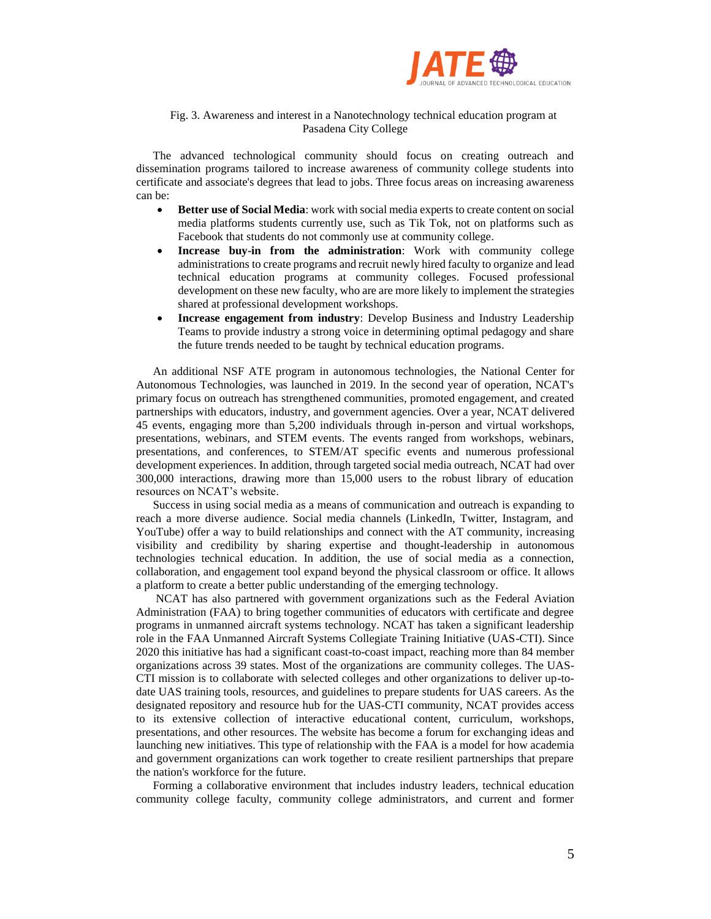Fig. 3. Awareness and interest in a Nanotechnology technical education program at Pasadena City College

The advanced technological community should focus on creating outreach and dissemination programs tailored to increase awareness of community college students into certificate and associate's degrees that lead to jobs. Three focus areas on increasing awareness can be:

- **Better use of Social Media**: work with social media experts to create content on social media platforms students currently use, such as Tik Tok, not on platforms such as Facebook that students do not commonly use at community college.
- **Increase buy-in from the administration**: Work with community college administrations to create programs and recruit newly hired faculty to organize and lead technical education programs at community colleges. Focused professional development on these new faculty, who are are more likely to implement the strategies shared at professional development workshops.
- **Increase engagement from industry**: Develop Business and Industry Leadership Teams to provide industry a strong voice in determining optimal pedagogy and share the future trends needed to be taught by technical education programs.

An additional NSF ATE program in autonomous technologies, the National Center for Autonomous Technologies, was launched in 2019. In the second year of operation, NCAT's primary focus on outreach has strengthened communities, promoted engagement, and created partnerships with educators, industry, and government agencies. Over a year, NCAT delivered 45 events, engaging more than 5,200 individuals through in-person and virtual workshops, presentations, webinars, and STEM events. The events ranged from workshops, webinars, presentations, and conferences, to STEM/AT specific events and numerous professional development experiences. In addition, through targeted social media outreach, NCAT had over 300,000 interactions, drawing more than 15,000 users to the robust library of education resources on NCAT's website.

Success in using social media as a means of communication and outreach is expanding to reach a more diverse audience. Social media channels (LinkedIn, Twitter, Instagram, and YouTube) offer a way to build relationships and connect with the AT community, increasing visibility and credibility by sharing expertise and thought-leadership in autonomous technologies technical education. In addition, the use of social media as a connection, collaboration, and engagement tool expand beyond the physical classroom or office. It allows a platform to create a better public understanding of the emerging technology.

NCAT has also partnered with government organizations such as the Federal Aviation Administration (FAA) to bring together communities of educators with certificate and degree programs in unmanned aircraft systems technology. NCAT has taken a significant leadership role in the FAA Unmanned Aircraft Systems Collegiate Training Initiative (UAS-CTI). Since 2020 this initiative has had a significant coast-to-coast impact, reaching more than 84 member organizations across 39 states. Most of the organizations are community colleges. The UAS-CTI mission is to collaborate with selected colleges and other organizations to deliver up-to-date UAS training tools, resources, and guidelines to prepare students for UAS careers. As the designated repository and resource hub for the UAS-CTI community, NCAT provides access to its extensive collection of interactive educational content, curriculum, workshops, presentations, and other resources. The website has become a forum for exchanging ideas and launching new initiatives. This type of relationship with the FAA is a model for how academia and government organizations can work together to create resilient partnerships that prepare the nation's workforce for the future.

Forming a collaborative environment that includes industry leaders, technical education community college faculty, community college administrators, and current and former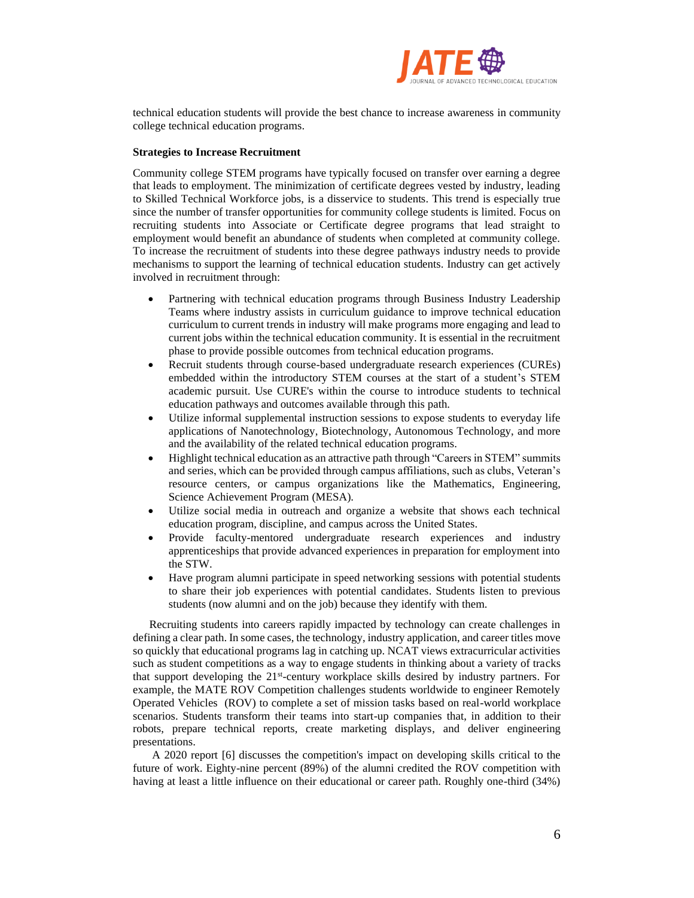technical education students will provide the best chance to increase awareness in community college technical education programs.

**Strategies to Increase Recruitment**

Community college STEM programs have typically focused on transfer over earning a degree that leads to employment. The minimization of certificate degrees vested by industry, leading to Skilled Technical Workforce jobs, is a disservice to students. This trend is especially true since the number of transfer opportunities for community college students is limited. Focus on recruiting students into Associate or Certificate degree programs that lead straight to employment would benefit an abundance of students when completed at community college. To increase the recruitment of students into these degree pathways industry needs to provide mechanisms to support the learning of technical education students. Industry can get actively involved in recruitment through:

- Partnering with technical education programs through Business Industry Leadership Teams where industry assists in curriculum guidance to improve technical education curriculum to current trends in industry will make programs more engaging and lead to current jobs within the technical education community. It is essential in the recruitment phase to provide possible outcomes from technical education programs.
- Recruit students through course-based undergraduate research experiences (CUREs) embedded within the introductory STEM courses at the start of a student's STEM academic pursuit. Use CURE's within the course to introduce students to technical education pathways and outcomes available through this path.
- Utilize informal supplemental instruction sessions to expose students to everyday life applications of Nanotechnology, Biotechnology, Autonomous Technology, and more and the availability of the related technical education programs.
- Highlight technical education as an attractive path through "Careers in STEM" summits and series, which can be provided through campus affiliations, such as clubs, Veteran's resource centers, or campus organizations like the Mathematics, Engineering, Science Achievement Program (MESA).
- Utilize social media in outreach and organize a website that shows each technical education program, discipline, and campus across the United States.
- Provide faculty-mentored undergraduate research experiences and industry apprenticeships that provide advanced experiences in preparation for employment into the STW.
- Have program alumni participate in speed networking sessions with potential students to share their job experiences with potential candidates. Students listen to previous students (now alumni and on the job) because they identify with them.

Recruiting students into careers rapidly impacted by technology can create challenges in defining a clear path. In some cases, the technology, industry application, and career titles move so quickly that educational programs lag in catching up. NCAT views extracurricular activities such as student competitions as a way to engage students in thinking about a variety of tracks that support developing the 21st-century workplace skills desired by industry partners. For example, the MATE ROV Competition challenges students worldwide to engineer Remotely Operated Vehicles (ROV) to complete a set of mission tasks based on real-world workplace scenarios. Students transform their teams into start-up companies that, in addition to their robots, prepare technical reports, create marketing displays, and deliver engineering presentations.

A 2020 report [6] discusses the competition's impact on developing skills critical to the future of work. Eighty-nine percent (89%) of the alumni credited the ROV competition with having at least a little influence on their educational or career path. Roughly one-third (34%)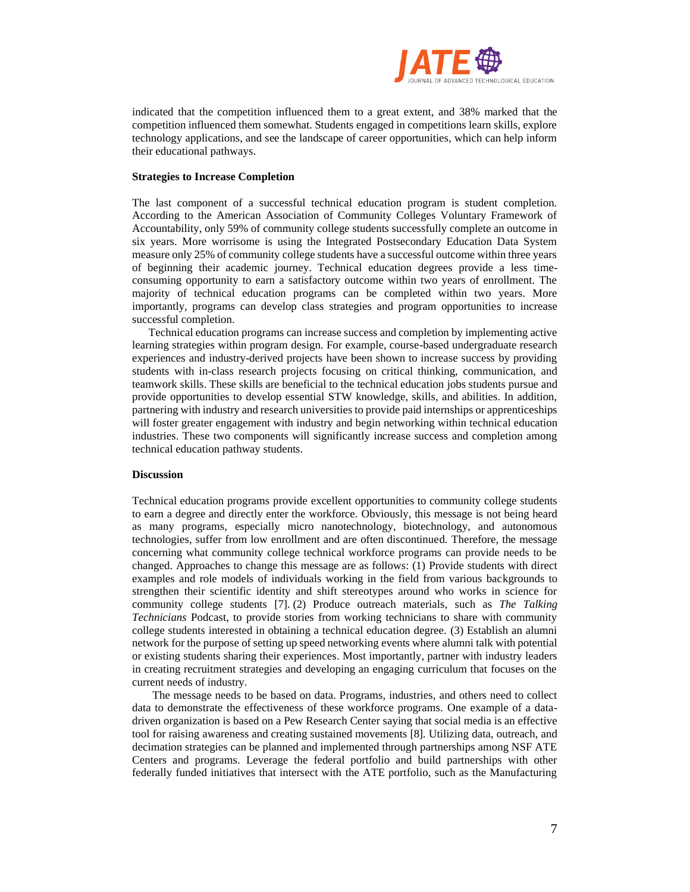indicated that the competition influenced them to a great extent, and 38% marked that the competition influenced them somewhat. Students engaged in competitions learn skills, explore technology applications, and see the landscape of career opportunities, which can help inform their educational pathways.

**Strategies to Increase Completion**

The last component of a successful technical education program is student completion. According to the American Association of Community Colleges Voluntary Framework of Accountability, only 59% of community college students successfully complete an outcome in six years. More worrisome is using the Integrated Postsecondary Education Data System measure only 25% of community college students have a successful outcome within three years of beginning their academic journey. Technical education degrees provide a less time-consuming opportunity to earn a satisfactory outcome within two years of enrollment. The majority of technical education programs can be completed within two years. More importantly, programs can develop class strategies and program opportunities to increase successful completion.

Technical education programs can increase success and completion by implementing active learning strategies within program design. For example, course-based undergraduate research experiences and industry-derived projects have been shown to increase success by providing students with in-class research projects focusing on critical thinking, communication, and teamwork skills. These skills are beneficial to the technical education jobs students pursue and provide opportunities to develop essential STW knowledge, skills, and abilities. In addition, partnering with industry and research universities to provide paid internships or apprenticeships will foster greater engagement with industry and begin networking within technical education industries. These two components will significantly increase success and completion among technical education pathway students.

**Discussion**

Technical education programs provide excellent opportunities to community college students to earn a degree and directly enter the workforce. Obviously, this message is not being heard as many programs, especially micro nanotechnology, biotechnology, and autonomous technologies, suffer from low enrollment and are often discontinued. Therefore, the message concerning what community college technical workforce programs can provide needs to be changed. Approaches to change this message are as follows: (1) Provide students with direct examples and role models of individuals working in the field from various backgrounds to strengthen their scientific identity and shift stereotypes around who works in science for community college students [7]. (2) Produce outreach materials, such as *The Talking Technicians* Podcast, to provide stories from working technicians to share with community college students interested in obtaining a technical education degree. (3) Establish an alumni network for the purpose of setting up speed networking events where alumni talk with potential or existing students sharing their experiences. Most importantly, partner with industry leaders in creating recruitment strategies and developing an engaging curriculum that focuses on the current needs of industry.

The message needs to be based on data. Programs, industries, and others need to collect data to demonstrate the effectiveness of these workforce programs. One example of a data-driven organization is based on a Pew Research Center saying that social media is an effective tool for raising awareness and creating sustained movements [8]. Utilizing data, outreach, and decimation strategies can be planned and implemented through partnerships among NSF ATE Centers and programs. Leverage the federal portfolio and build partnerships with other federally funded initiatives that intersect with the ATE portfolio, such as the Manufacturing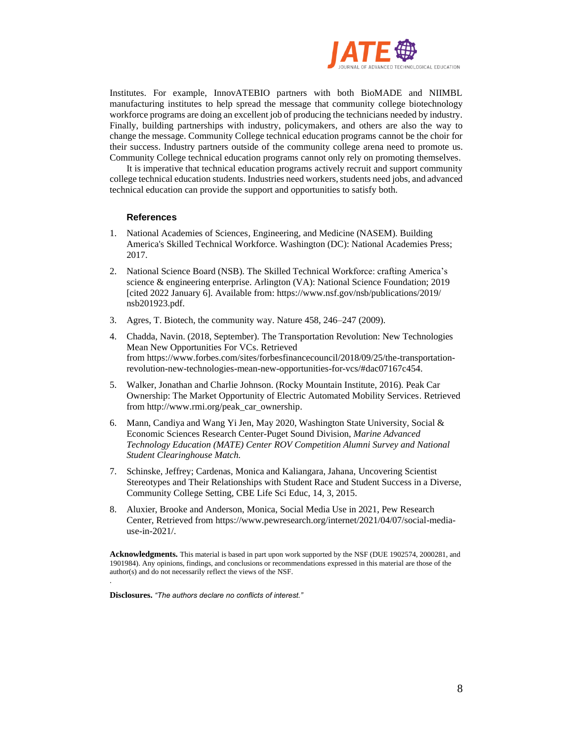Institutes. For example, InnovATEBIO partners with both BioMADE and NIIMBL manufacturing institutes to help spread the message that community college biotechnology workforce programs are doing an excellent job of producing the technicians needed by industry. Finally, building partnerships with industry, policymakers, and others are also the way to change the message. Community College technical education programs cannot be the choir for their success. Industry partners outside of the community college arena need to promote us. Community College technical education programs cannot only rely on promoting themselves.

It is imperative that technical education programs actively recruit and support community college technical education students. Industries need workers, students need jobs, and advanced technical education can provide the support and opportunities to satisfy both.

### References

1. National Academies of Sciences, Engineering, and Medicine (NASEM). Building America's Skilled Technical Workforce. Washington (DC): National Academies Press; 2017.
2. National Science Board (NSB). The Skilled Technical Workforce: crafting America's science & engineering enterprise. Arlington (VA): National Science Foundation; 2019 [cited 2022 January 6]. Available from: https://www.nsf.gov/nsb/publications/2019/nsb201923.pdf.
3. Agres, T. Biotech, the community way. Nature 458, 246–247 (2009).
4. Chadda, Navin. (2018, September). The Transportation Revolution: New Technologies Mean New Opportunities For VCs. Retrieved from https://www.forbes.com/sites/forbesfinancecouncil/2018/09/25/the-transportation-revolution-new-technologies-mean-new-opportunities-for-vcs/#dac07167c454.
5. Walker, Jonathan and Charlie Johnson. (Rocky Mountain Institute, 2016). Peak Car Ownership: The Market Opportunity of Electric Automated Mobility Services. Retrieved from http://www.rmi.org/peak_car_ownership.
6. Mann, Candiya and Wang Yi Jen, May 2020, Washington State University, Social & Economic Sciences Research Center-Puget Sound Division, *Marine Advanced Technology Education (MATE) Center ROV Competition Alumni Survey and National Student Clearinghouse Match.*
7. Schinske, Jeffrey; Cardenas, Monica and Kaliangara, Jahana, Uncovering Scientist Stereotypes and Their Relationships with Student Race and Student Success in a Diverse, Community College Setting, CBE Life Sci Educ, 14, 3, 2015.
8. Aluxier, Brooke and Anderson, Monica, Social Media Use in 2021, Pew Research Center, Retrieved from https://www.pewresearch.org/internet/2021/04/07/social-media-use-in-2021/.

**Acknowledgments.** This material is based in part upon work supported by the NSF (DUE 1902574, 2000281, and 1901984). Any opinions, findings, and conclusions or recommendations expressed in this material are those of the author(s) and do not necessarily reflect the views of the NSF.

**Disclosures.** *"The authors declare no conflicts of interest."*